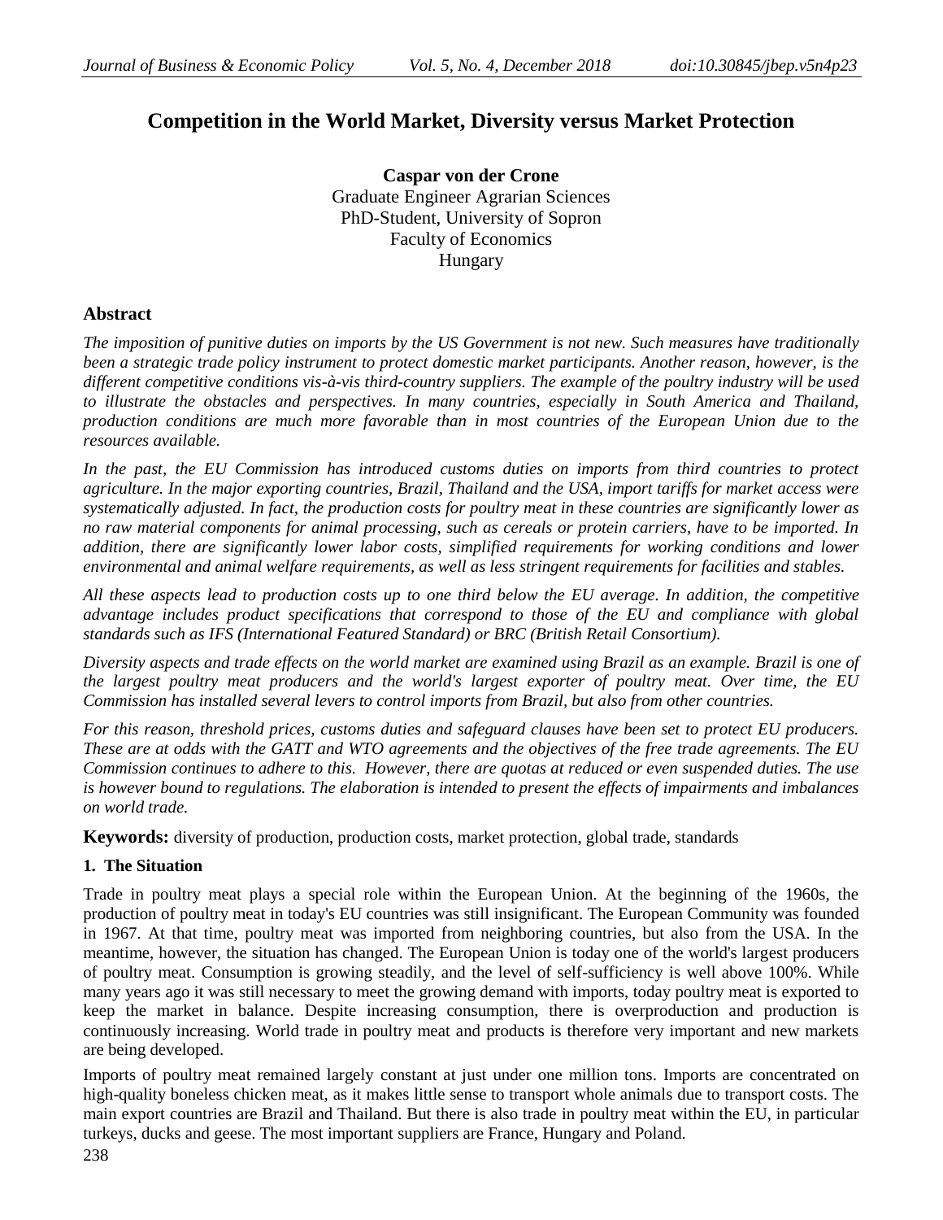# Competition in the World Market, Diversity versus Market Protection

**Caspar von der Crone**
Graduate Engineer Agrarian Sciences
PhD-Student, University of Sopron
Faculty of Economics
Hungary

## Abstract

*The imposition of punitive duties on imports by the US Government is not new. Such measures have traditionally been a strategic trade policy instrument to protect domestic market participants. Another reason, however, is the different competitive conditions vis-à-vis third-country suppliers. The example of the poultry industry will be used to illustrate the obstacles and perspectives. In many countries, especially in South America and Thailand, production conditions are much more favorable than in most countries of the European Union due to the resources available.*

*In the past, the EU Commission has introduced customs duties on imports from third countries to protect agriculture. In the major exporting countries, Brazil, Thailand and the USA, import tariffs for market access were systematically adjusted. In fact, the production costs for poultry meat in these countries are significantly lower as no raw material components for animal processing, such as cereals or protein carriers, have to be imported. In addition, there are significantly lower labor costs, simplified requirements for working conditions and lower environmental and animal welfare requirements, as well as less stringent requirements for facilities and stables.*

*All these aspects lead to production costs up to one third below the EU average. In addition, the competitive advantage includes product specifications that correspond to those of the EU and compliance with global standards such as IFS (International Featured Standard) or BRC (British Retail Consortium).*

*Diversity aspects and trade effects on the world market are examined using Brazil as an example. Brazil is one of the largest poultry meat producers and the world's largest exporter of poultry meat. Over time, the EU Commission has installed several levers to control imports from Brazil, but also from other countries.*

*For this reason, threshold prices, customs duties and safeguard clauses have been set to protect EU producers. These are at odds with the GATT and WTO agreements and the objectives of the free trade agreements. The EU Commission continues to adhere to this. However, there are quotas at reduced or even suspended duties. The use is however bound to regulations. The elaboration is intended to present the effects of impairments and imbalances on world trade.*

**Keywords:** diversity of production, production costs, market protection, global trade, standards

### 1. The Situation

Trade in poultry meat plays a special role within the European Union. At the beginning of the 1960s, the production of poultry meat in today's EU countries was still insignificant. The European Community was founded in 1967. At that time, poultry meat was imported from neighboring countries, but also from the USA. In the meantime, however, the situation has changed. The European Union is today one of the world's largest producers of poultry meat. Consumption is growing steadily, and the level of self-sufficiency is well above 100%. While many years ago it was still necessary to meet the growing demand with imports, today poultry meat is exported to keep the market in balance. Despite increasing consumption, there is overproduction and production is continuously increasing. World trade in poultry meat and products is therefore very important and new markets are being developed.

Imports of poultry meat remained largely constant at just under one million tons. Imports are concentrated on high-quality boneless chicken meat, as it makes little sense to transport whole animals due to transport costs. The main export countries are Brazil and Thailand. But there is also trade in poultry meat within the EU, in particular turkeys, ducks and geese. The most important suppliers are France, Hungary and Poland.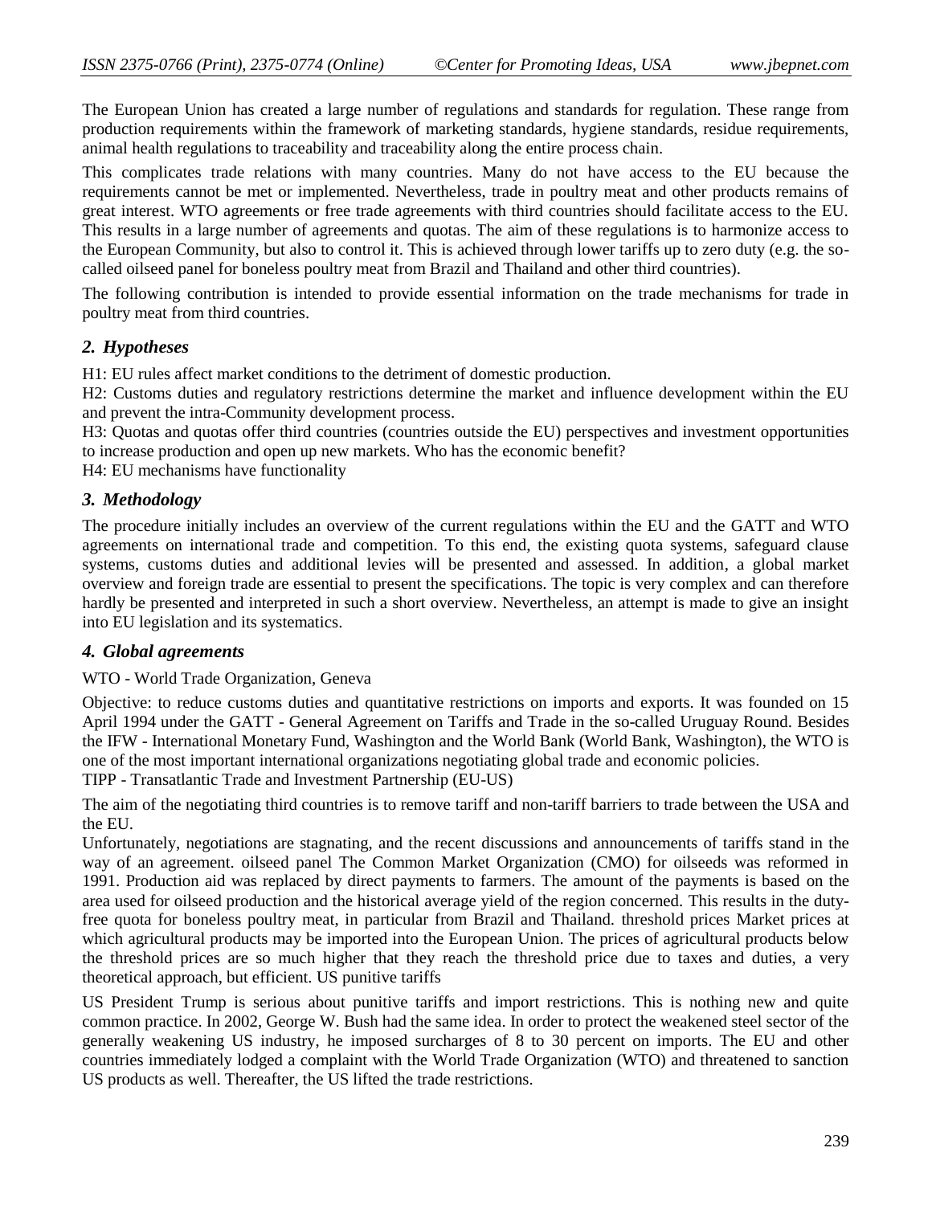The European Union has created a large number of regulations and standards for regulation. These range from production requirements within the framework of marketing standards, hygiene standards, residue requirements, animal health regulations to traceability and traceability along the entire process chain.

This complicates trade relations with many countries. Many do not have access to the EU because the requirements cannot be met or implemented. Nevertheless, trade in poultry meat and other products remains of great interest. WTO agreements or free trade agreements with third countries should facilitate access to the EU. This results in a large number of agreements and quotas. The aim of these regulations is to harmonize access to the European Community, but also to control it. This is achieved through lower tariffs up to zero duty (e.g. the so-called oilseed panel for boneless poultry meat from Brazil and Thailand and other third countries).

The following contribution is intended to provide essential information on the trade mechanisms for trade in poultry meat from third countries.

## *2. Hypotheses*

H1: EU rules affect market conditions to the detriment of domestic production.
H2: Customs duties and regulatory restrictions determine the market and influence development within the EU and prevent the intra-Community development process.
H3: Quotas and quotas offer third countries (countries outside the EU) perspectives and investment opportunities to increase production and open up new markets. Who has the economic benefit?
H4: EU mechanisms have functionality

## *3. Methodology*

The procedure initially includes an overview of the current regulations within the EU and the GATT and WTO agreements on international trade and competition. To this end, the existing quota systems, safeguard clause systems, customs duties and additional levies will be presented and assessed. In addition, a global market overview and foreign trade are essential to present the specifications. The topic is very complex and can therefore hardly be presented and interpreted in such a short overview. Nevertheless, an attempt is made to give an insight into EU legislation and its systematics.

## *4. Global agreements*

WTO - World Trade Organization, Geneva

Objective: to reduce customs duties and quantitative restrictions on imports and exports. It was founded on 15 April 1994 under the GATT - General Agreement on Tariffs and Trade in the so-called Uruguay Round. Besides the IFW - International Monetary Fund, Washington and the World Bank (World Bank, Washington), the WTO is one of the most important international organizations negotiating global trade and economic policies.
TIPP - Transatlantic Trade and Investment Partnership (EU-US)

The aim of the negotiating third countries is to remove tariff and non-tariff barriers to trade between the USA and the EU.
Unfortunately, negotiations are stagnating, and the recent discussions and announcements of tariffs stand in the way of an agreement. oilseed panel The Common Market Organization (CMO) for oilseeds was reformed in 1991. Production aid was replaced by direct payments to farmers. The amount of the payments is based on the area used for oilseed production and the historical average yield of the region concerned. This results in the duty-free quota for boneless poultry meat, in particular from Brazil and Thailand. threshold prices Market prices at which agricultural products may be imported into the European Union. The prices of agricultural products below the threshold prices are so much higher that they reach the threshold price due to taxes and duties, a very theoretical approach, but efficient. US punitive tariffs

US President Trump is serious about punitive tariffs and import restrictions. This is nothing new and quite common practice. In 2002, George W. Bush had the same idea. In order to protect the weakened steel sector of the generally weakening US industry, he imposed surcharges of 8 to 30 percent on imports. The EU and other countries immediately lodged a complaint with the World Trade Organization (WTO) and threatened to sanction US products as well. Thereafter, the US lifted the trade restrictions.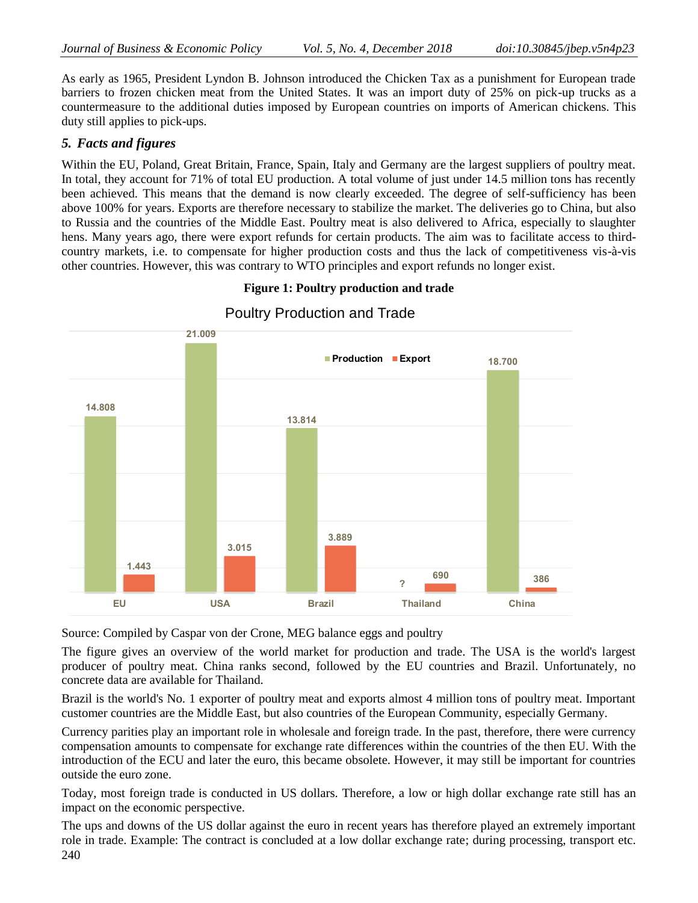As early as 1965, President Lyndon B. Johnson introduced the Chicken Tax as a punishment for European trade barriers to frozen chicken meat from the United States. It was an import duty of 25% on pick-up trucks as a countermeasure to the additional duties imposed by European countries on imports of American chickens. This duty still applies to pick-ups.

## *5. Facts and figures*

Within the EU, Poland, Great Britain, France, Spain, Italy and Germany are the largest suppliers of poultry meat. In total, they account for 71% of total EU production. A total volume of just under 14.5 million tons has recently been achieved. This means that the demand is now clearly exceeded. The degree of self-sufficiency has been above 100% for years. Exports are therefore necessary to stabilize the market. The deliveries go to China, but also to Russia and the countries of the Middle East. Poultry meat is also delivered to Africa, especially to slaughter hens. Many years ago, there were export refunds for certain products. The aim was to facilitate access to third-country markets, i.e. to compensate for higher production costs and thus the lack of competitiveness vis-à-vis other countries. However, this was contrary to WTO principles and export refunds no longer exist.

**Figure 1: Poultry production and trade**

Poultry Production and Trade

| | Production | Export |
|---|---|---|
| EU | 14.808 | 1.443 |
| USA | 21.009 | 3.015 |
| Brazil | 13.814 | 3.889 |
| Thailand | ? | 690 |
| China | 18.700 | 386 |

Source: Compiled by Caspar von der Crone, MEG balance eggs and poultry

The figure gives an overview of the world market for production and trade. The USA is the world's largest producer of poultry meat. China ranks second, followed by the EU countries and Brazil. Unfortunately, no concrete data are available for Thailand.

Brazil is the world's No. 1 exporter of poultry meat and exports almost 4 million tons of poultry meat. Important customer countries are the Middle East, but also countries of the European Community, especially Germany.

Currency parities play an important role in wholesale and foreign trade. In the past, therefore, there were currency compensation amounts to compensate for exchange rate differences within the countries of the then EU. With the introduction of the ECU and later the euro, this became obsolete. However, it may still be important for countries outside the euro zone.

Today, most foreign trade is conducted in US dollars. Therefore, a low or high dollar exchange rate still has an impact on the economic perspective.

The ups and downs of the US dollar against the euro in recent years has therefore played an extremely important role in trade. Example: The contract is concluded at a low dollar exchange rate; during processing, transport etc.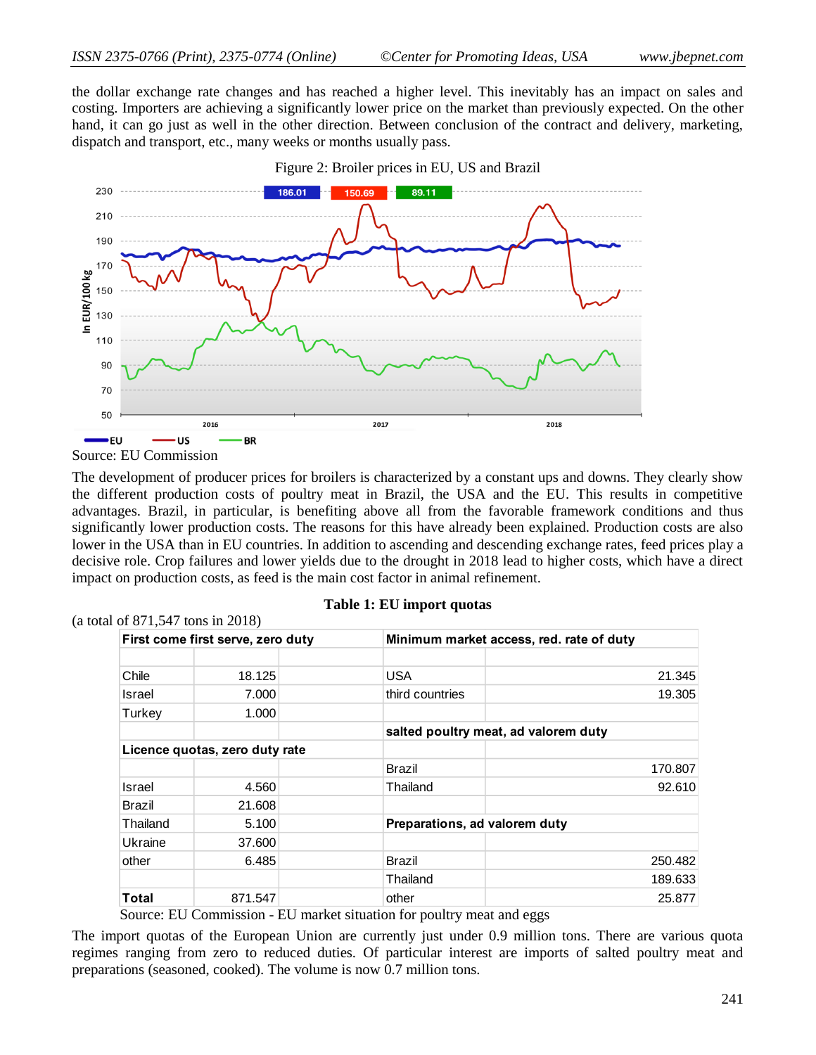the dollar exchange rate changes and has reached a higher level. This inevitably has an impact on sales and costing. Importers are achieving a significantly lower price on the market than previously expected. On the other hand, it can go just as well in the other direction. Between conclusion of the contract and delivery, marketing, dispatch and transport, etc., many weeks or months usually pass.

Figure 2: Broiler prices in EU, US and Brazil

Source: EU Commission

The development of producer prices for broilers is characterized by a constant ups and downs. They clearly show the different production costs of poultry meat in Brazil, the USA and the EU. This results in competitive advantages. Brazil, in particular, is benefiting above all from the favorable framework conditions and thus significantly lower production costs. The reasons for this have already been explained. Production costs are also lower in the USA than in EU countries. In addition to ascending and descending exchange rates, feed prices play a decisive role. Crop failures and lower yields due to the drought in 2018 lead to higher costs, which have a direct impact on production costs, as feed is the main cost factor in animal refinement.

**Table 1: EU import quotas**

(a total of 871,547 tons in 2018)

| **First come first serve, zero duty** | | | **Minimum market access, red. rate of duty** | |
|---|---|---|---|---|
| | | | | |
| Chile | 18.125 | | USA | 21.345 |
| Israel | 7.000 | | third countries | 19.305 |
| Turkey | 1.000 | | | |
| | | | **salted poultry meat, ad valorem duty** | |
| **Licence quotas, zero duty rate** | | | | |
| | | | Brazil | 170.807 |
| Israel | 4.560 | | Thailand | 92.610 |
| Brazil | 21.608 | | | |
| Thailand | 5.100 | | **Preparations, ad valorem duty** | |
| Ukraine | 37.600 | | | |
| other | 6.485 | | Brazil | 250.482 |
| | | | Thailand | 189.633 |
| **Total** | 871.547 | | other | 25.877 |

Source: EU Commission - EU market situation for poultry meat and eggs

The import quotas of the European Union are currently just under 0.9 million tons. There are various quota regimes ranging from zero to reduced duties. Of particular interest are imports of salted poultry meat and preparations (seasoned, cooked). The volume is now 0.7 million tons.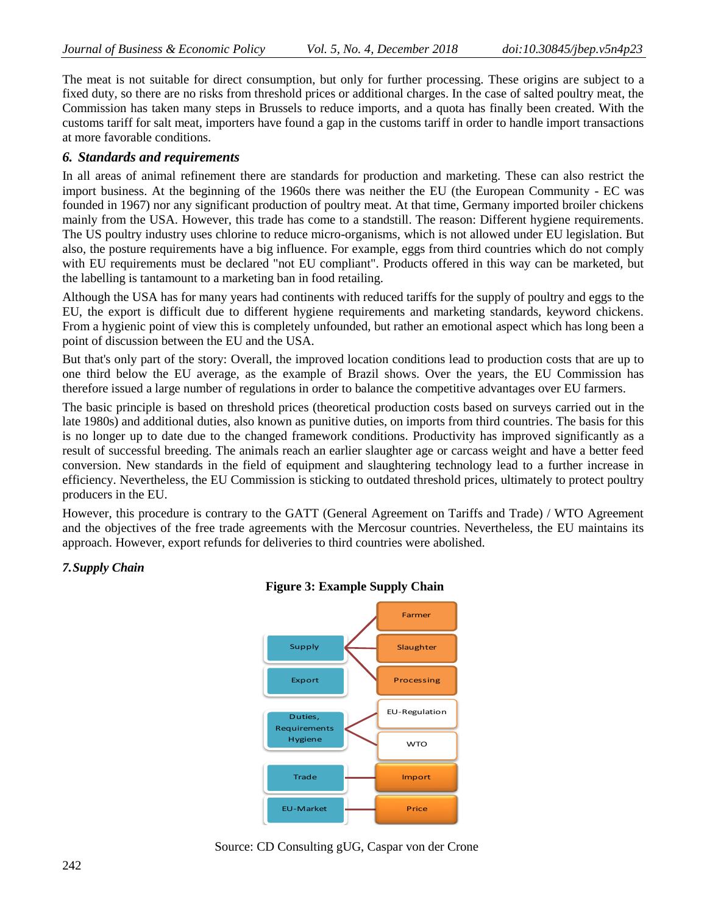The meat is not suitable for direct consumption, but only for further processing. These origins are subject to a fixed duty, so there are no risks from threshold prices or additional charges. In the case of salted poultry meat, the Commission has taken many steps in Brussels to reduce imports, and a quota has finally been created. With the customs tariff for salt meat, importers have found a gap in the customs tariff in order to handle import transactions at more favorable conditions.

### *6. Standards and requirements*

In all areas of animal refinement there are standards for production and marketing. These can also restrict the import business. At the beginning of the 1960s there was neither the EU (the European Community - EC was founded in 1967) nor any significant production of poultry meat. At that time, Germany imported broiler chickens mainly from the USA. However, this trade has come to a standstill. The reason: Different hygiene requirements. The US poultry industry uses chlorine to reduce micro-organisms, which is not allowed under EU legislation. But also, the posture requirements have a big influence. For example, eggs from third countries which do not comply with EU requirements must be declared "not EU compliant". Products offered in this way can be marketed, but the labelling is tantamount to a marketing ban in food retailing.

Although the USA has for many years had continents with reduced tariffs for the supply of poultry and eggs to the EU, the export is difficult due to different hygiene requirements and marketing standards, keyword chickens. From a hygienic point of view this is completely unfounded, but rather an emotional aspect which has long been a point of discussion between the EU and the USA.

But that's only part of the story: Overall, the improved location conditions lead to production costs that are up to one third below the EU average, as the example of Brazil shows. Over the years, the EU Commission has therefore issued a large number of regulations in order to balance the competitive advantages over EU farmers.

The basic principle is based on threshold prices (theoretical production costs based on surveys carried out in the late 1980s) and additional duties, also known as punitive duties, on imports from third countries. The basis for this is no longer up to date due to the changed framework conditions. Productivity has improved significantly as a result of successful breeding. The animals reach an earlier slaughter age or carcass weight and have a better feed conversion. New standards in the field of equipment and slaughtering technology lead to a further increase in efficiency. Nevertheless, the EU Commission is sticking to outdated threshold prices, ultimately to protect poultry producers in the EU.

However, this procedure is contrary to the GATT (General Agreement on Tariffs and Trade) / WTO Agreement and the objectives of the free trade agreements with the Mercosur countries. Nevertheless, the EU maintains its approach. However, export refunds for deliveries to third countries were abolished.

### *7. Supply Chain*

**Figure 3: Example Supply Chain**

Supply — Farmer, Slaughter, Processing
Export
Duties, Requirements Hygiene — EU-Regulation, WTO
Trade — Import
EU-Market — Price

Source: CD Consulting gUG, Caspar von der Crone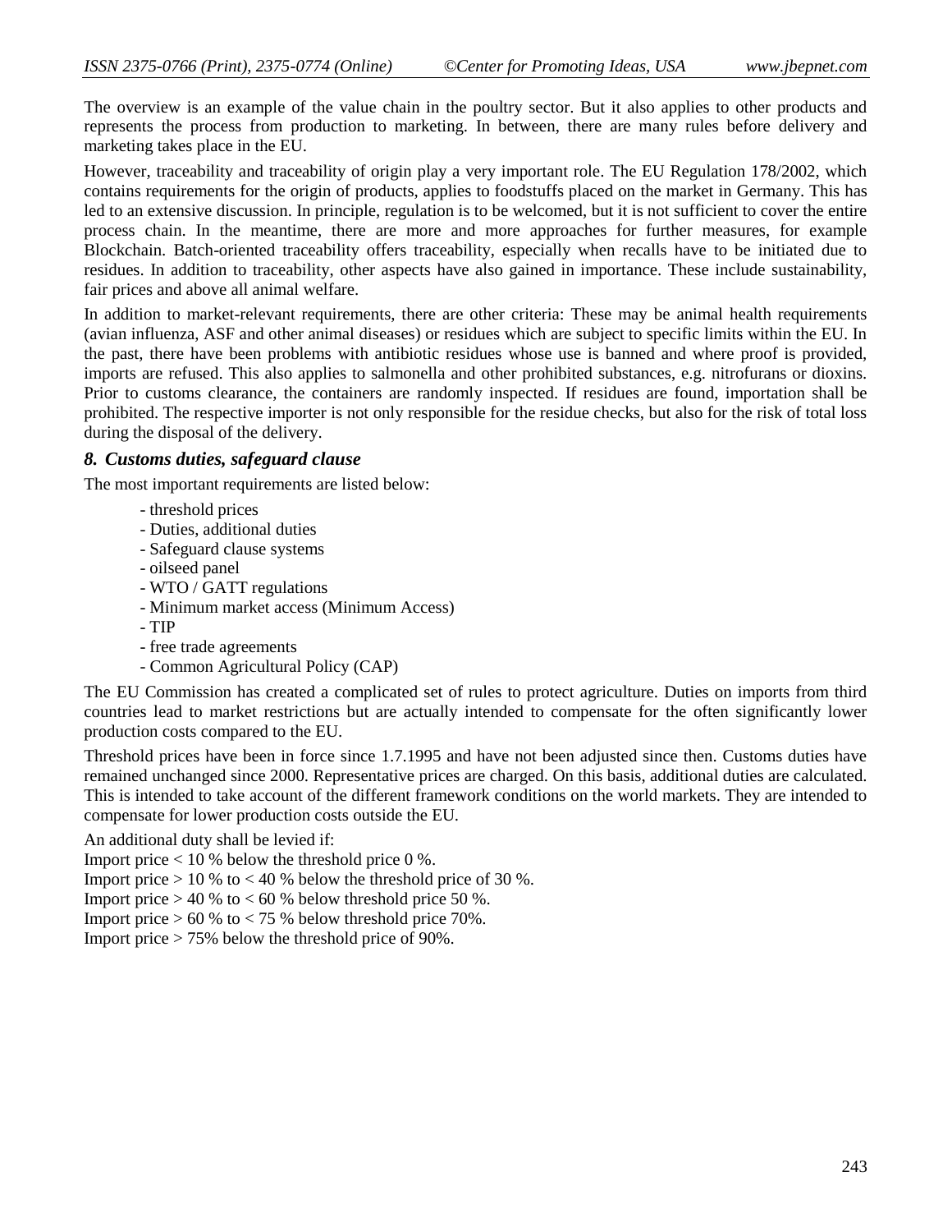The overview is an example of the value chain in the poultry sector. But it also applies to other products and represents the process from production to marketing. In between, there are many rules before delivery and marketing takes place in the EU.

However, traceability and traceability of origin play a very important role. The EU Regulation 178/2002, which contains requirements for the origin of products, applies to foodstuffs placed on the market in Germany. This has led to an extensive discussion. In principle, regulation is to be welcomed, but it is not sufficient to cover the entire process chain. In the meantime, there are more and more approaches for further measures, for example Blockchain. Batch-oriented traceability offers traceability, especially when recalls have to be initiated due to residues. In addition to traceability, other aspects have also gained in importance. These include sustainability, fair prices and above all animal welfare.

In addition to market-relevant requirements, there are other criteria: These may be animal health requirements (avian influenza, ASF and other animal diseases) or residues which are subject to specific limits within the EU. In the past, there have been problems with antibiotic residues whose use is banned and where proof is provided, imports are refused. This also applies to salmonella and other prohibited substances, e.g. nitrofurans or dioxins. Prior to customs clearance, the containers are randomly inspected. If residues are found, importation shall be prohibited. The respective importer is not only responsible for the residue checks, but also for the risk of total loss during the disposal of the delivery.

### *8. Customs duties, safeguard clause*

The most important requirements are listed below:

- threshold prices
- Duties, additional duties
- Safeguard clause systems
- oilseed panel
- WTO / GATT regulations
- Minimum market access (Minimum Access)
- TIP
- free trade agreements
- Common Agricultural Policy (CAP)

The EU Commission has created a complicated set of rules to protect agriculture. Duties on imports from third countries lead to market restrictions but are actually intended to compensate for the often significantly lower production costs compared to the EU.

Threshold prices have been in force since 1.7.1995 and have not been adjusted since then. Customs duties have remained unchanged since 2000. Representative prices are charged. On this basis, additional duties are calculated. This is intended to take account of the different framework conditions on the world markets. They are intended to compensate for lower production costs outside the EU.

An additional duty shall be levied if:  
Import price < 10 % below the threshold price 0 %.  
Import price > 10 % to < 40 % below the threshold price of 30 %.  
Import price > 40 % to < 60 % below threshold price 50 %.  
Import price > 60 % to < 75 % below threshold price 70%.  
Import price > 75% below the threshold price of 90%.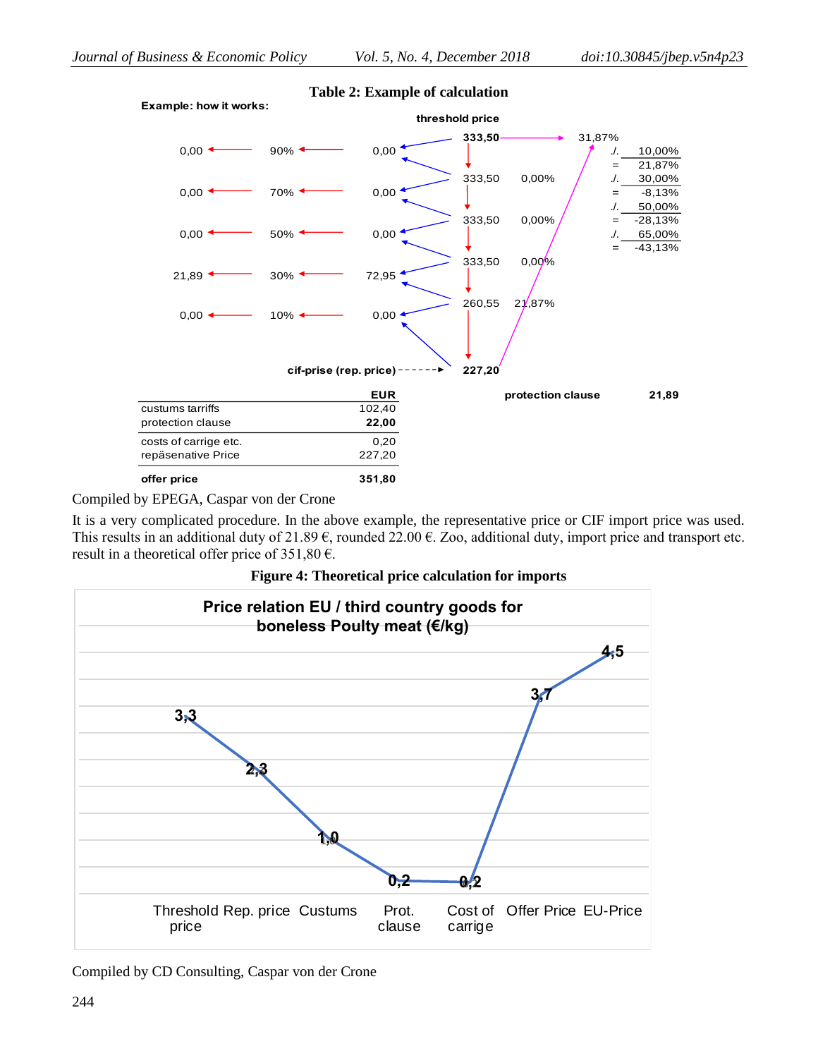**Table 2: Example of calculation**

Example: how it works:

threshold price

| | | | | | | |
|---|---|---|---|---|---|---|
| 0,00 | 90% | 0,00 | 333,50 | | 31,87% | |
| | | | | | ./. | 10,00% |
| | | | | | = | 21,87% |
| 0,00 | 70% | 0,00 | 333,50 | 0,00% | ./. | 30,00% |
| | | | | | = | -8,13% |
| 0,00 | 50% | 0,00 | 333,50 | 0,00% | ./. | 50,00% |
| | | | | | = | -28,13% |
| 21,89 | 30% | 72,95 | 333,50 | 0,00% | ./. | 65,00% |
| | | | | | = | -43,13% |
| 0,00 | 10% | 0,00 | 260,55 | 21,87% | | |
| | | cif-prise (rep. price) | 227,20 | | | |

| | EUR |
|---|---|
| custums tarriffs | 102,40 |
| protection clause | **22,00** |
| costs of carrige etc. | 0,20 |
| repäsenative Price | 227,20 |
| **offer price** | **351,80** |

protection clause 21,89

Compiled by EPEGA, Caspar von der Crone

It is a very complicated procedure. In the above example, the representative price or CIF import price was used. This results in an additional duty of 21.89 €, rounded 22.00 €. Zoo, additional duty, import price and transport etc. result in a theoretical offer price of 351,80 €.

**Figure 4: Theoretical price calculation for imports**

**Price relation EU / third country goods for boneless Poulty meat (€/kg)**

| Threshold price | Rep. price | Custums | Prot. clause | Cost of carrige | Offer Price | EU-Price |
|---|---|---|---|---|---|---|
| 3,3 | 2,3 | 1,0 | 0,2 | 0,2 | 3,7 | 4,5 |

Compiled by CD Consulting, Caspar von der Crone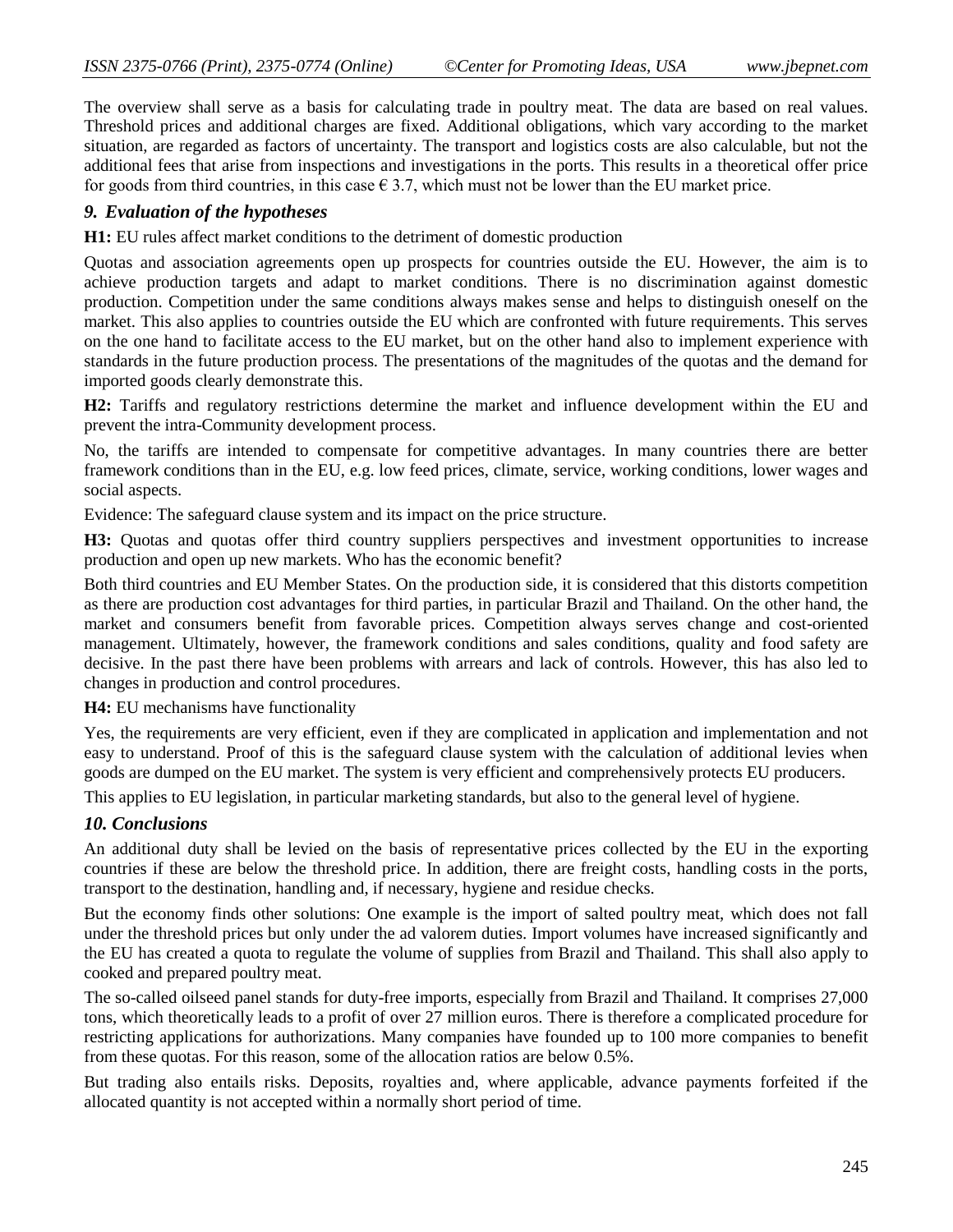The overview shall serve as a basis for calculating trade in poultry meat. The data are based on real values. Threshold prices and additional charges are fixed. Additional obligations, which vary according to the market situation, are regarded as factors of uncertainty. The transport and logistics costs are also calculable, but not the additional fees that arise from inspections and investigations in the ports. This results in a theoretical offer price for goods from third countries, in this case € 3.7, which must not be lower than the EU market price.

### *9. Evaluation of the hypotheses*

**H1:** EU rules affect market conditions to the detriment of domestic production

Quotas and association agreements open up prospects for countries outside the EU. However, the aim is to achieve production targets and adapt to market conditions. There is no discrimination against domestic production. Competition under the same conditions always makes sense and helps to distinguish oneself on the market. This also applies to countries outside the EU which are confronted with future requirements. This serves on the one hand to facilitate access to the EU market, but on the other hand also to implement experience with standards in the future production process. The presentations of the magnitudes of the quotas and the demand for imported goods clearly demonstrate this.

**H2:** Tariffs and regulatory restrictions determine the market and influence development within the EU and prevent the intra-Community development process.

No, the tariffs are intended to compensate for competitive advantages. In many countries there are better framework conditions than in the EU, e.g. low feed prices, climate, service, working conditions, lower wages and social aspects.

Evidence: The safeguard clause system and its impact on the price structure.

**H3:** Quotas and quotas offer third country suppliers perspectives and investment opportunities to increase production and open up new markets. Who has the economic benefit?

Both third countries and EU Member States. On the production side, it is considered that this distorts competition as there are production cost advantages for third parties, in particular Brazil and Thailand. On the other hand, the market and consumers benefit from favorable prices. Competition always serves change and cost-oriented management. Ultimately, however, the framework conditions and sales conditions, quality and food safety are decisive. In the past there have been problems with arrears and lack of controls. However, this has also led to changes in production and control procedures.

**H4:** EU mechanisms have functionality

Yes, the requirements are very efficient, even if they are complicated in application and implementation and not easy to understand. Proof of this is the safeguard clause system with the calculation of additional levies when goods are dumped on the EU market. The system is very efficient and comprehensively protects EU producers.

This applies to EU legislation, in particular marketing standards, but also to the general level of hygiene.

### *10. Conclusions*

An additional duty shall be levied on the basis of representative prices collected by the EU in the exporting countries if these are below the threshold price. In addition, there are freight costs, handling costs in the ports, transport to the destination, handling and, if necessary, hygiene and residue checks.

But the economy finds other solutions: One example is the import of salted poultry meat, which does not fall under the threshold prices but only under the ad valorem duties. Import volumes have increased significantly and the EU has created a quota to regulate the volume of supplies from Brazil and Thailand. This shall also apply to cooked and prepared poultry meat.

The so-called oilseed panel stands for duty-free imports, especially from Brazil and Thailand. It comprises 27,000 tons, which theoretically leads to a profit of over 27 million euros. There is therefore a complicated procedure for restricting applications for authorizations. Many companies have founded up to 100 more companies to benefit from these quotas. For this reason, some of the allocation ratios are below 0.5%.

But trading also entails risks. Deposits, royalties and, where applicable, advance payments forfeited if the allocated quantity is not accepted within a normally short period of time.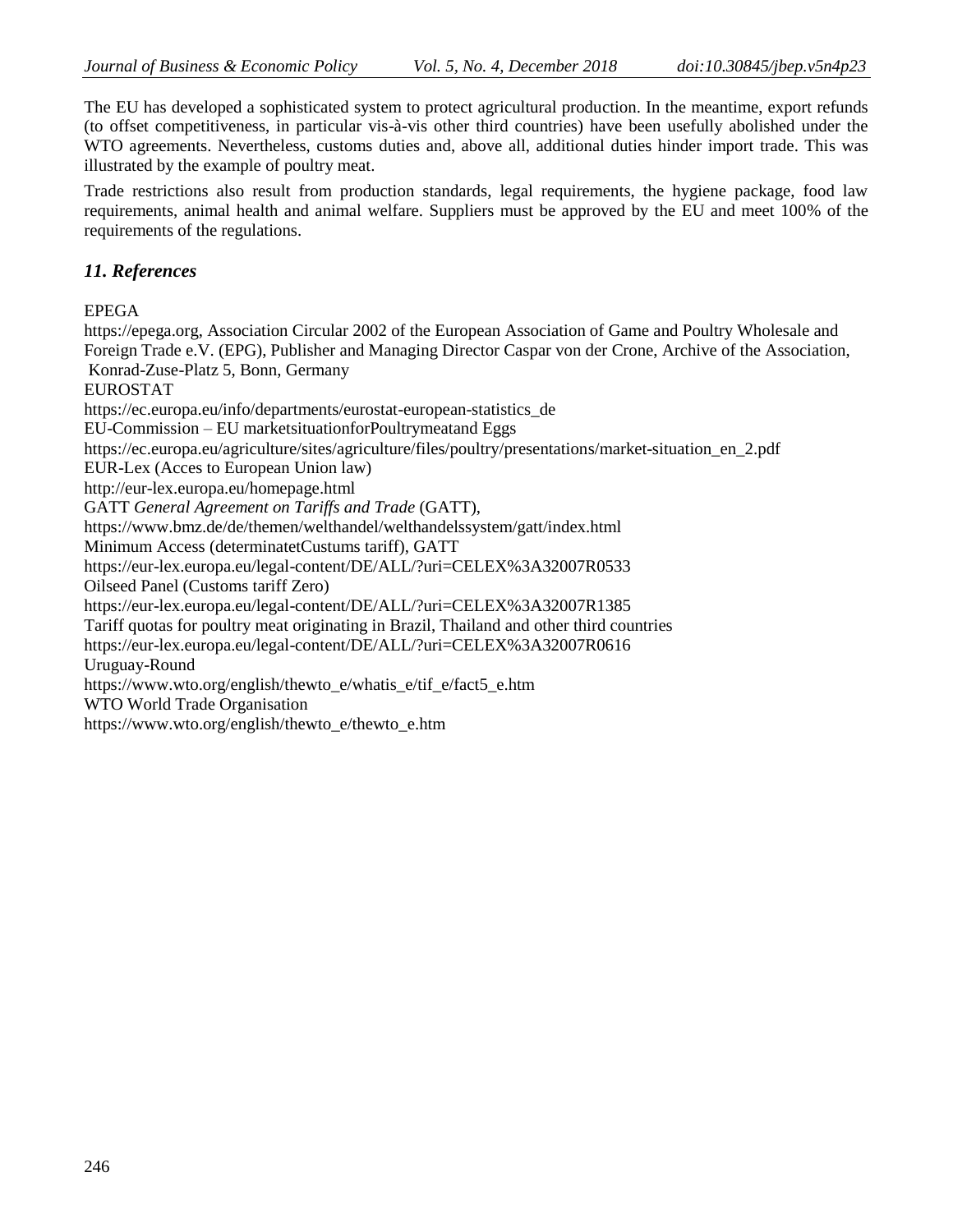The EU has developed a sophisticated system to protect agricultural production. In the meantime, export refunds (to offset competitiveness, in particular vis-à-vis other third countries) have been usefully abolished under the WTO agreements. Nevertheless, customs duties and, above all, additional duties hinder import trade. This was illustrated by the example of poultry meat.

Trade restrictions also result from production standards, legal requirements, the hygiene package, food law requirements, animal health and animal welfare. Suppliers must be approved by the EU and meet 100% of the requirements of the regulations.

## *11. References*

EPEGA
https://epega.org, Association Circular 2002 of the European Association of Game and Poultry Wholesale and Foreign Trade e.V. (EPG), Publisher and Managing Director Caspar von der Crone, Archive of the Association, Konrad-Zuse-Platz 5, Bonn, Germany
EUROSTAT
https://ec.europa.eu/info/departments/eurostat-european-statistics_de
EU-Commission – EU marketsituationforPoultrymeatand Eggs
https://ec.europa.eu/agriculture/sites/agriculture/files/poultry/presentations/market-situation_en_2.pdf
EUR-Lex (Acces to European Union law)
http://eur-lex.europa.eu/homepage.html
GATT *General Agreement on Tariffs and Trade* (GATT),
https://www.bmz.de/de/themen/welthandel/welthandelssystem/gatt/index.html
Minimum Access (determinatetCustums tariff), GATT
https://eur-lex.europa.eu/legal-content/DE/ALL/?uri=CELEX%3A32007R0533
Oilseed Panel (Customs tariff Zero)
https://eur-lex.europa.eu/legal-content/DE/ALL/?uri=CELEX%3A32007R1385
Tariff quotas for poultry meat originating in Brazil, Thailand and other third countries
https://eur-lex.europa.eu/legal-content/DE/ALL/?uri=CELEX%3A32007R0616
Uruguay-Round
https://www.wto.org/english/thewto_e/whatis_e/tif_e/fact5_e.htm
WTO World Trade Organisation
https://www.wto.org/english/thewto_e/thewto_e.htm